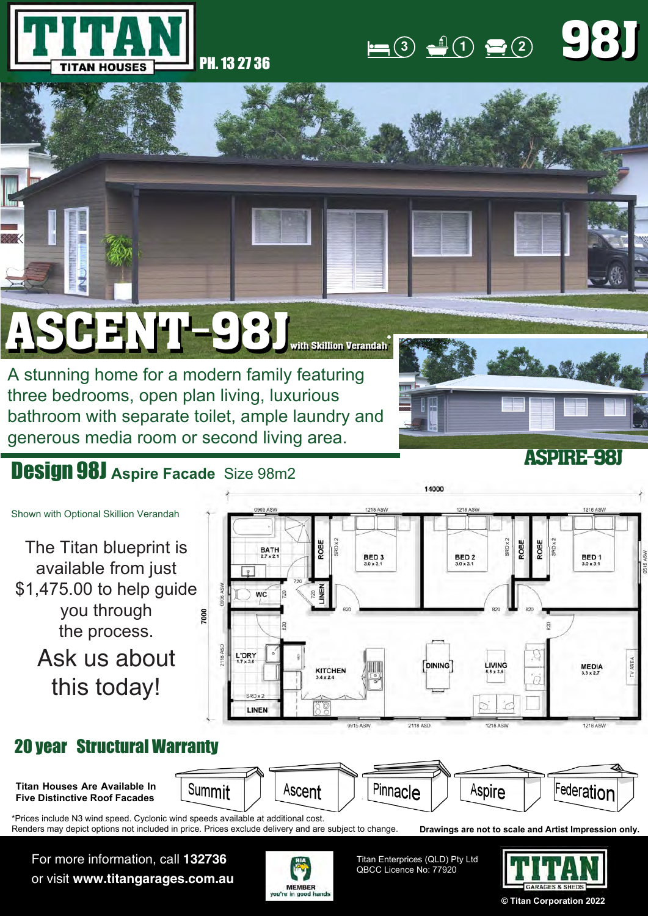# TITAN

TITAN HOUSES

PH. 13 27 36

3 bedrooms · 1 bathroom · 2 living

# 98J

# ASCENT-98J with Skillion Verandah*

A stunning home for a modern family featuring three bedrooms, open plan living, luxurious bathroom with separate toilet, ample laundry and generous media room or second living area.

## ASPIRE-98J

## Design 98J Aspire Facade Size 98m2

Shown with Optional Skillion Verandah

The Titan blueprint is available from just $1,475.00 to help guide you through the process.

Ask us about this today!

14000

7000

BATH 2.7 x 2.1

WC

ROBE

LINEN

BED 3 3.0 x 3.1

BED 2 3.0 x 3.1

ROBE

ROBE

BED 1 3.0 x 3.1

L'DRY 1.7 x 3.0

LINEN

KITCHEN 3.4 x 2.4

DINING

LIVING 5.5 x 3.6

MEDIA 3.3 x 2.7

TV AREA

## 20 year Structural Warranty

**Titan Houses Are Available In Five Distinctive Roof Facades**

Summit · Ascent · Pinnacle · Aspire · Federation

*Prices include N3 wind speed. Cyclonic wind speeds available at additional cost.
Renders may depict options not included in price. Prices exclude delivery and are subject to change.

**Drawings are not to scale and Artist Impression only.**

For more information, call **132736**
or visit **www.titangarages.com.au**

HIA MEMBER you're in good hands

Titan Enterprises (QLD) Pty Ltd
QBCC Licence No: 77920

TITAN GARAGES & SHEDS

© Titan Corporation 2022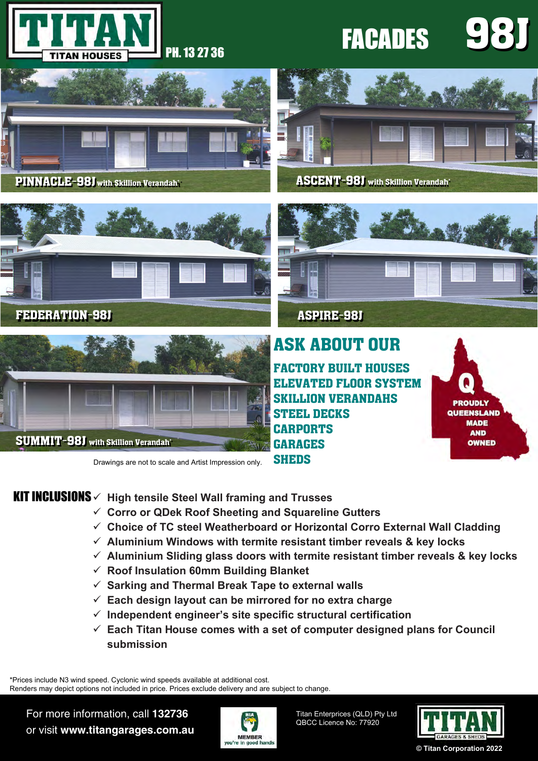# TITAN HOUSES

PH. 13 27 36

# FACADES 98J

PINNACLE-98J with Skillion Verandah*

ASCENT-98J with Skillion Verandah*

FEDERATION-98J

ASPIRE-98J

SUMMIT-98J with Skillion Verandah*

Drawings are not to scale and Artist Impression only.

## ASK ABOUT OUR

- FACTORY BUILT HOUSES
- ELEVATED FLOOR SYSTEM
- SKILLION VERANDAHS
- STEEL DECKS
- CARPORTS
- GARAGES
- SHEDS

Q PROUDLY QUEENSLAND MADE AND OWNED

## KIT INCLUSIONS

- ✓ High tensile Steel Wall framing and Trusses
- ✓ Corro or QDek Roof Sheeting and Squareline Gutters
- ✓ Choice of TC steel Weatherboard or Horizontal Corro External Wall Cladding
- ✓ Aluminium Windows with termite resistant timber reveals & key locks
- ✓ Aluminium Sliding glass doors with termite resistant timber reveals & key locks
- ✓ Roof Insulation 60mm Building Blanket
- ✓ Sarking and Thermal Break Tape to external walls
- ✓ Each design layout can be mirrored for no extra charge
- ✓ Independent engineer's site specific structural certification
- ✓ Each Titan House comes with a set of computer designed plans for Council submission

*Prices include N3 wind speed. Cyclonic wind speeds available at additional cost.
Renders may depict options not included in price. Prices exclude delivery and are subject to change.

For more information, call **132736**
or visit **www.titangarages.com.au**

HIA MEMBER you're in good hands

Titan Enterprices (QLD) Pty Ltd
QBCC Licence No: 77920

TITAN GARAGES & SHEDS

© Titan Corporation 2022